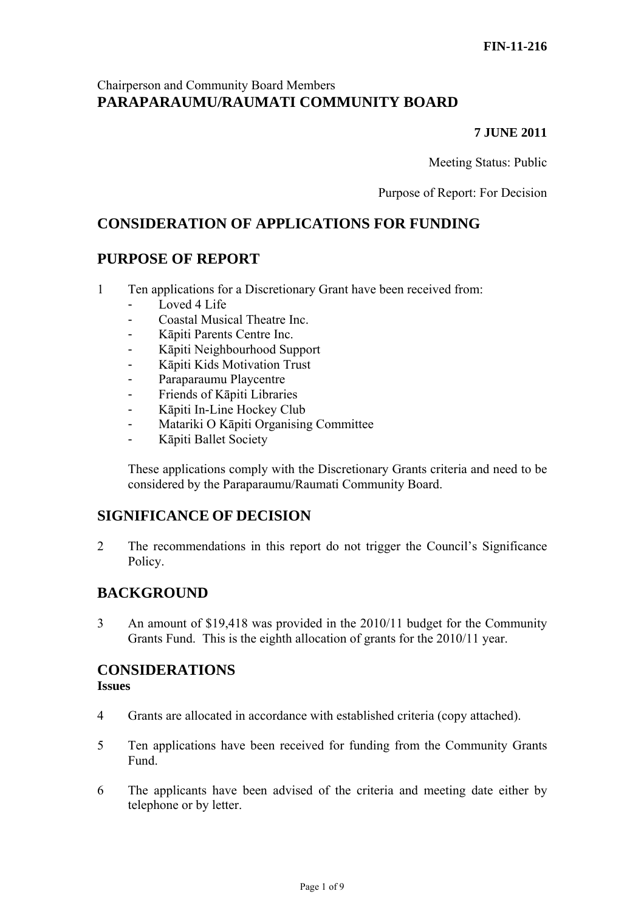**FIN-11-216**

Chairperson and Community Board Members
**PARAPARAUMU/RAUMATI COMMUNITY BOARD**

**7 JUNE 2011**

Meeting Status: Public

Purpose of Report: For Decision

## CONSIDERATION OF APPLICATIONS FOR FUNDING

## PURPOSE OF REPORT

1 Ten applications for a Discretionary Grant have been received from:
- Loved 4 Life
- Coastal Musical Theatre Inc.
- Kāpiti Parents Centre Inc.
- Kāpiti Neighbourhood Support
- Kāpiti Kids Motivation Trust
- Paraparaumu Playcentre
- Friends of Kāpiti Libraries
- Kāpiti In-Line Hockey Club
- Matariki O Kāpiti Organising Committee
- Kāpiti Ballet Society

These applications comply with the Discretionary Grants criteria and need to be considered by the Paraparaumu/Raumati Community Board.

## SIGNIFICANCE OF DECISION

2 The recommendations in this report do not trigger the Council's Significance Policy.

## BACKGROUND

3 An amount of $19,418 was provided in the 2010/11 budget for the Community Grants Fund. This is the eighth allocation of grants for the 2010/11 year.

## CONSIDERATIONS

**Issues**

4 Grants are allocated in accordance with established criteria (copy attached).

5 Ten applications have been received for funding from the Community Grants Fund.

6 The applicants have been advised of the criteria and meeting date either by telephone or by letter.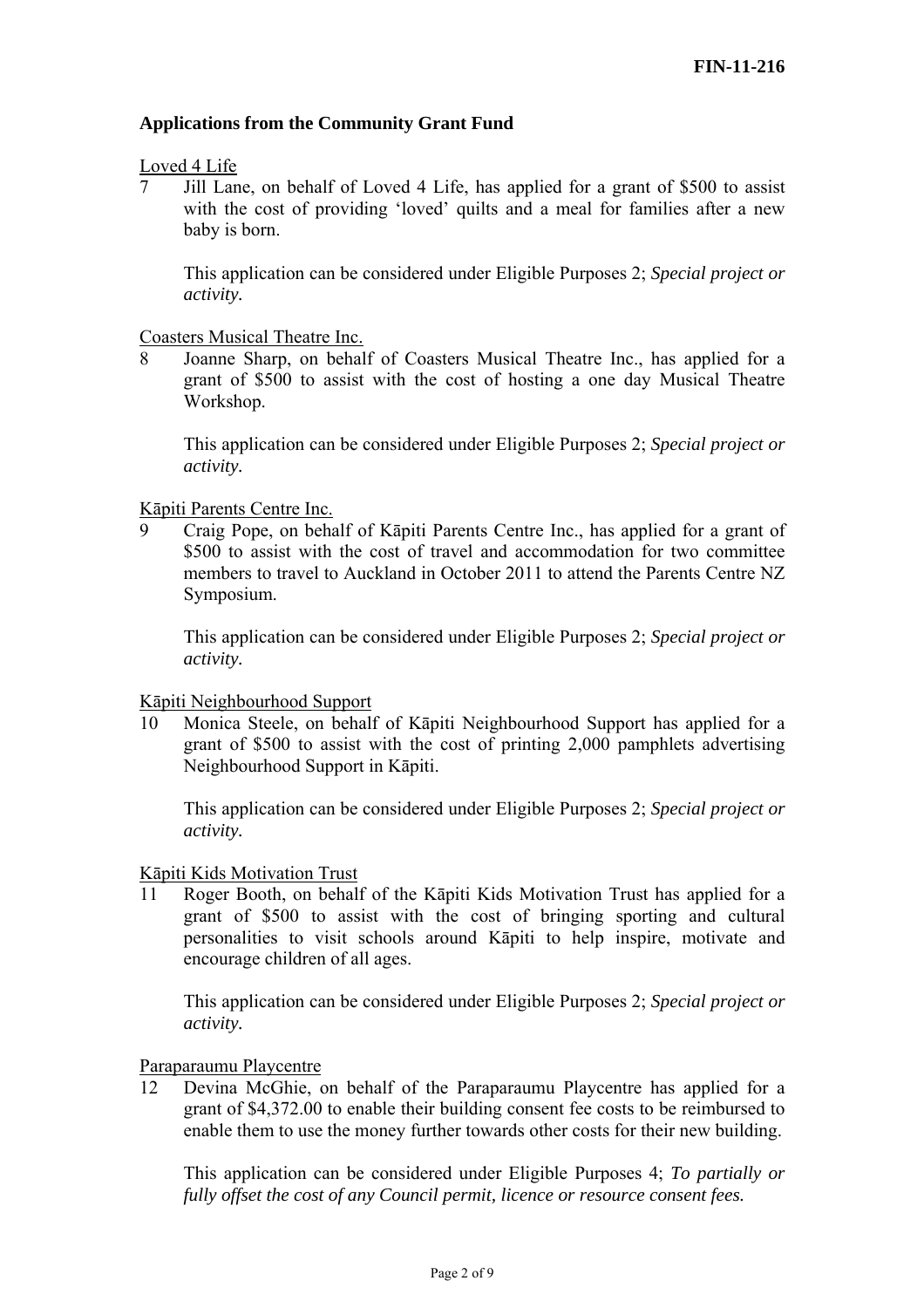**Applications from the Community Grant Fund**

Loved 4 Life

7 Jill Lane, on behalf of Loved 4 Life, has applied for a grant of $500 to assist with the cost of providing 'loved' quilts and a meal for families after a new baby is born.

   This application can be considered under Eligible Purposes 2; *Special project or activity.*

Coasters Musical Theatre Inc.

8 Joanne Sharp, on behalf of Coasters Musical Theatre Inc., has applied for a grant of $500 to assist with the cost of hosting a one day Musical Theatre Workshop.

   This application can be considered under Eligible Purposes 2; *Special project or activity.*

Kāpiti Parents Centre Inc.

9 Craig Pope, on behalf of Kāpiti Parents Centre Inc., has applied for a grant of $500 to assist with the cost of travel and accommodation for two committee members to travel to Auckland in October 2011 to attend the Parents Centre NZ Symposium.

   This application can be considered under Eligible Purposes 2; *Special project or activity.*

Kāpiti Neighbourhood Support

10 Monica Steele, on behalf of Kāpiti Neighbourhood Support has applied for a grant of $500 to assist with the cost of printing 2,000 pamphlets advertising Neighbourhood Support in Kāpiti.

   This application can be considered under Eligible Purposes 2; *Special project or activity.*

Kāpiti Kids Motivation Trust

11 Roger Booth, on behalf of the Kāpiti Kids Motivation Trust has applied for a grant of $500 to assist with the cost of bringing sporting and cultural personalities to visit schools around Kāpiti to help inspire, motivate and encourage children of all ages.

   This application can be considered under Eligible Purposes 2; *Special project or activity.*

Paraparaumu Playcentre

12 Devina McGhie, on behalf of the Paraparaumu Playcentre has applied for a grant of $4,372.00 to enable their building consent fee costs to be reimbursed to enable them to use the money further towards other costs for their new building.

   This application can be considered under Eligible Purposes 4; *To partially or fully offset the cost of any Council permit, licence or resource consent fees.*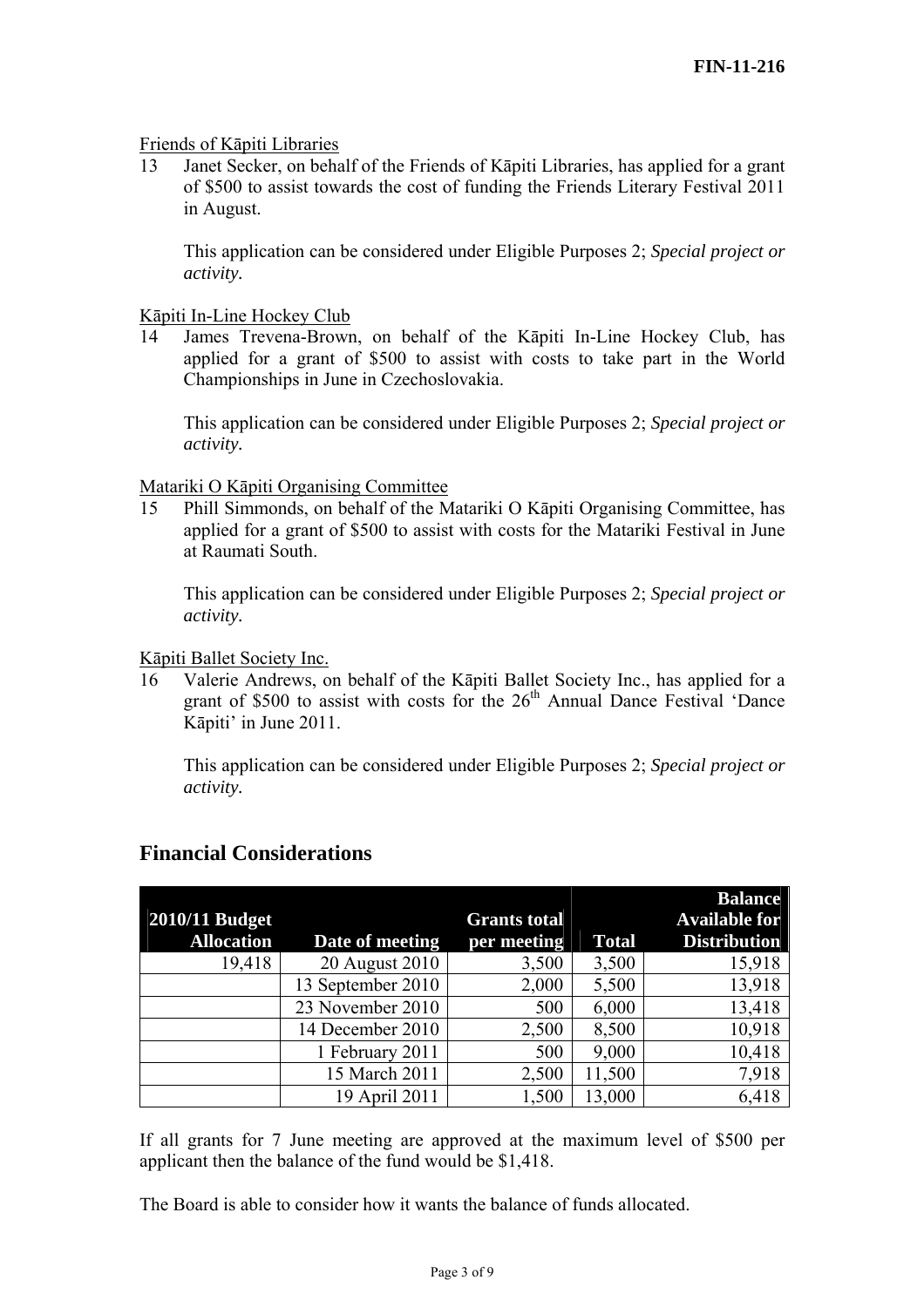Friends of Kāpiti Libraries

13 Janet Secker, on behalf of the Friends of Kāpiti Libraries, has applied for a grant of $500 to assist towards the cost of funding the Friends Literary Festival 2011 in August.

This application can be considered under Eligible Purposes 2; *Special project or activity.*

Kāpiti In-Line Hockey Club

14 James Trevena-Brown, on behalf of the Kāpiti In-Line Hockey Club, has applied for a grant of $500 to assist with costs to take part in the World Championships in June in Czechoslovakia.

This application can be considered under Eligible Purposes 2; *Special project or activity.*

Matariki O Kāpiti Organising Committee

15 Phill Simmonds, on behalf of the Matariki O Kāpiti Organising Committee, has applied for a grant of $500 to assist with costs for the Matariki Festival in June at Raumati South.

This application can be considered under Eligible Purposes 2; *Special project or activity.*

Kāpiti Ballet Society Inc.

16 Valerie Andrews, on behalf of the Kāpiti Ballet Society Inc., has applied for a grant of $500 to assist with costs for the 26th Annual Dance Festival 'Dance Kāpiti' in June 2011.

This application can be considered under Eligible Purposes 2; *Special project or activity.*

## Financial Considerations

| 2010/11 Budget Allocation | Date of meeting | Grants total per meeting | Total | Balance Available for Distribution |
|---|---|---|---|---|
| 19,418 | 20 August 2010 | 3,500 | 3,500 | 15,918 |
| | 13 September 2010 | 2,000 | 5,500 | 13,918 |
| | 23 November 2010 | 500 | 6,000 | 13,418 |
| | 14 December 2010 | 2,500 | 8,500 | 10,918 |
| | 1 February 2011 | 500 | 9,000 | 10,418 |
| | 15 March 2011 | 2,500 | 11,500 | 7,918 |
| | 19 April 2011 | 1,500 | 13,000 | 6,418 |

If all grants for 7 June meeting are approved at the maximum level of $500 per applicant then the balance of the fund would be $1,418.

The Board is able to consider how it wants the balance of funds allocated.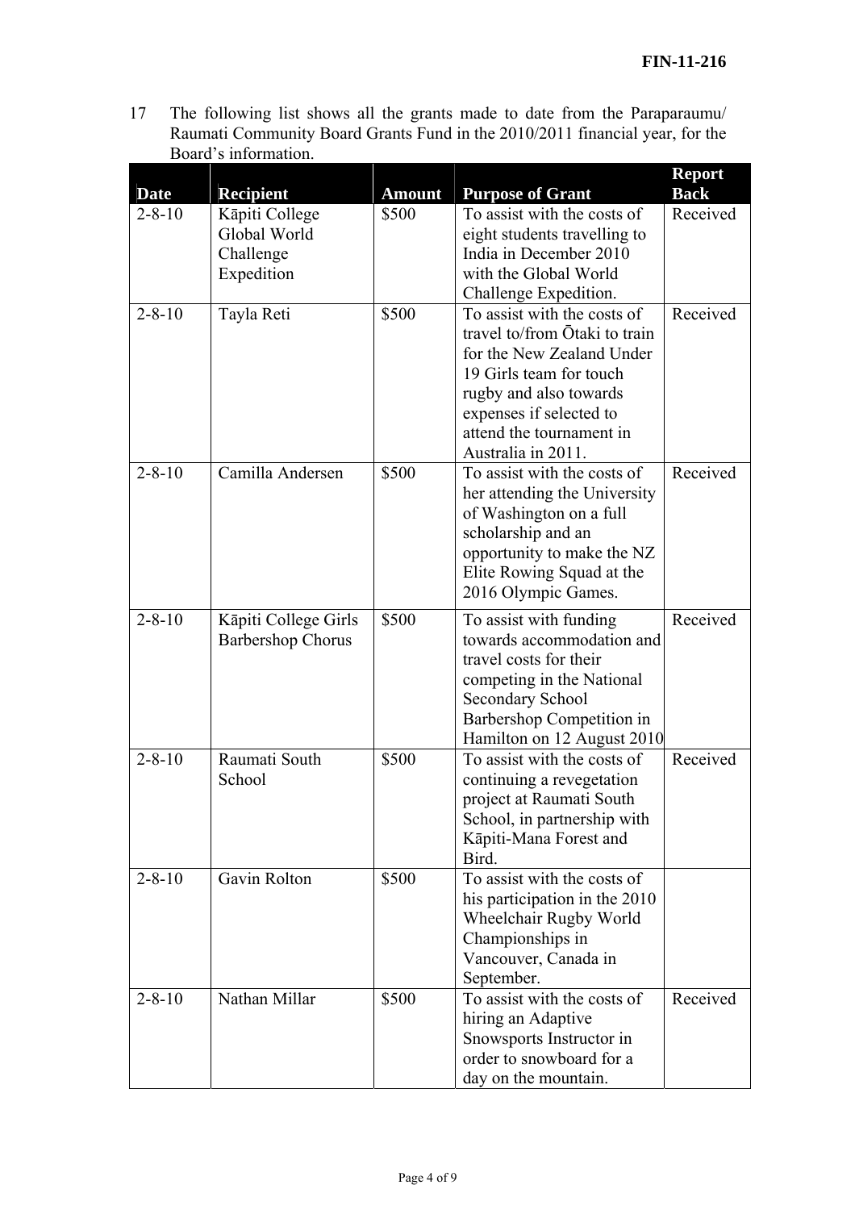17 The following list shows all the grants made to date from the Paraparaumu/ Raumati Community Board Grants Fund in the 2010/2011 financial year, for the Board's information.

| Date | Recipient | Amount | Purpose of Grant | Report Back |
|---|---|---|---|---|
| 2-8-10 | Kāpiti College Global World Challenge Expedition | \$500 | To assist with the costs of eight students travelling to India in December 2010 with the Global World Challenge Expedition. | Received |
| 2-8-10 | Tayla Reti | \$500 | To assist with the costs of travel to/from Ōtaki to train for the New Zealand Under 19 Girls team for touch rugby and also towards expenses if selected to attend the tournament in Australia in 2011. | Received |
| 2-8-10 | Camilla Andersen | \$500 | To assist with the costs of her attending the University of Washington on a full scholarship and an opportunity to make the NZ Elite Rowing Squad at the 2016 Olympic Games. | Received |
| 2-8-10 | Kāpiti College Girls Barbershop Chorus | \$500 | To assist with funding towards accommodation and travel costs for their competing in the National Secondary School Barbershop Competition in Hamilton on 12 August 2010 | Received |
| 2-8-10 | Raumati South School | \$500 | To assist with the costs of continuing a revegetation project at Raumati South School, in partnership with Kāpiti-Mana Forest and Bird. | Received |
| 2-8-10 | Gavin Rolton | \$500 | To assist with the costs of his participation in the 2010 Wheelchair Rugby World Championships in Vancouver, Canada in September. | |
| 2-8-10 | Nathan Millar | \$500 | To assist with the costs of hiring an Adaptive Snowsports Instructor in order to snowboard for a day on the mountain. | Received |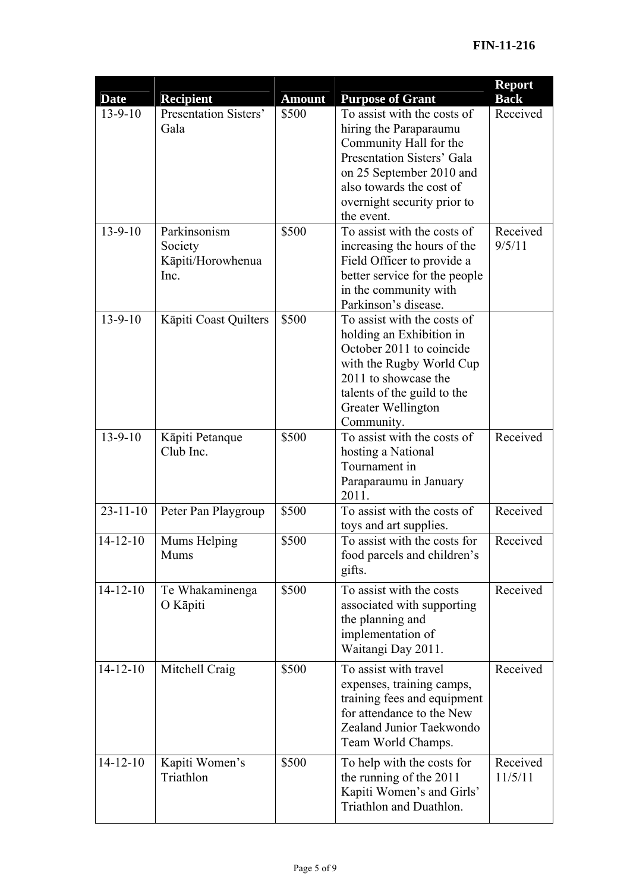| Date | Recipient | Amount | Purpose of Grant | Report Back |
|---|---|---|---|---|
| 13-9-10 | Presentation Sisters' Gala | \$500 | To assist with the costs of hiring the Paraparaumu Community Hall for the Presentation Sisters' Gala on 25 September 2010 and also towards the cost of overnight security prior to the event. | Received |
| 13-9-10 | Parkinsonism Society Kāpiti/Horowhenua Inc. | \$500 | To assist with the costs of increasing the hours of the Field Officer to provide a better service for the people in the community with Parkinson's disease. | Received 9/5/11 |
| 13-9-10 | Kāpiti Coast Quilters | \$500 | To assist with the costs of holding an Exhibition in October 2011 to coincide with the Rugby World Cup 2011 to showcase the talents of the guild to the Greater Wellington Community. | |
| 13-9-10 | Kāpiti Petanque Club Inc. | \$500 | To assist with the costs of hosting a National Tournament in Paraparaumu in January 2011. | Received |
| 23-11-10 | Peter Pan Playgroup | \$500 | To assist with the costs of toys and art supplies. | Received |
| 14-12-10 | Mums Helping Mums | \$500 | To assist with the costs for food parcels and children's gifts. | Received |
| 14-12-10 | Te Whakaminenga O Kāpiti | \$500 | To assist with the costs associated with supporting the planning and implementation of Waitangi Day 2011. | Received |
| 14-12-10 | Mitchell Craig | \$500 | To assist with travel expenses, training camps, training fees and equipment for attendance to the New Zealand Junior Taekwondo Team World Champs. | Received |
| 14-12-10 | Kapiti Women's Triathlon | \$500 | To help with the costs for the running of the 2011 Kapiti Women's and Girls' Triathlon and Duathlon. | Received 11/5/11 |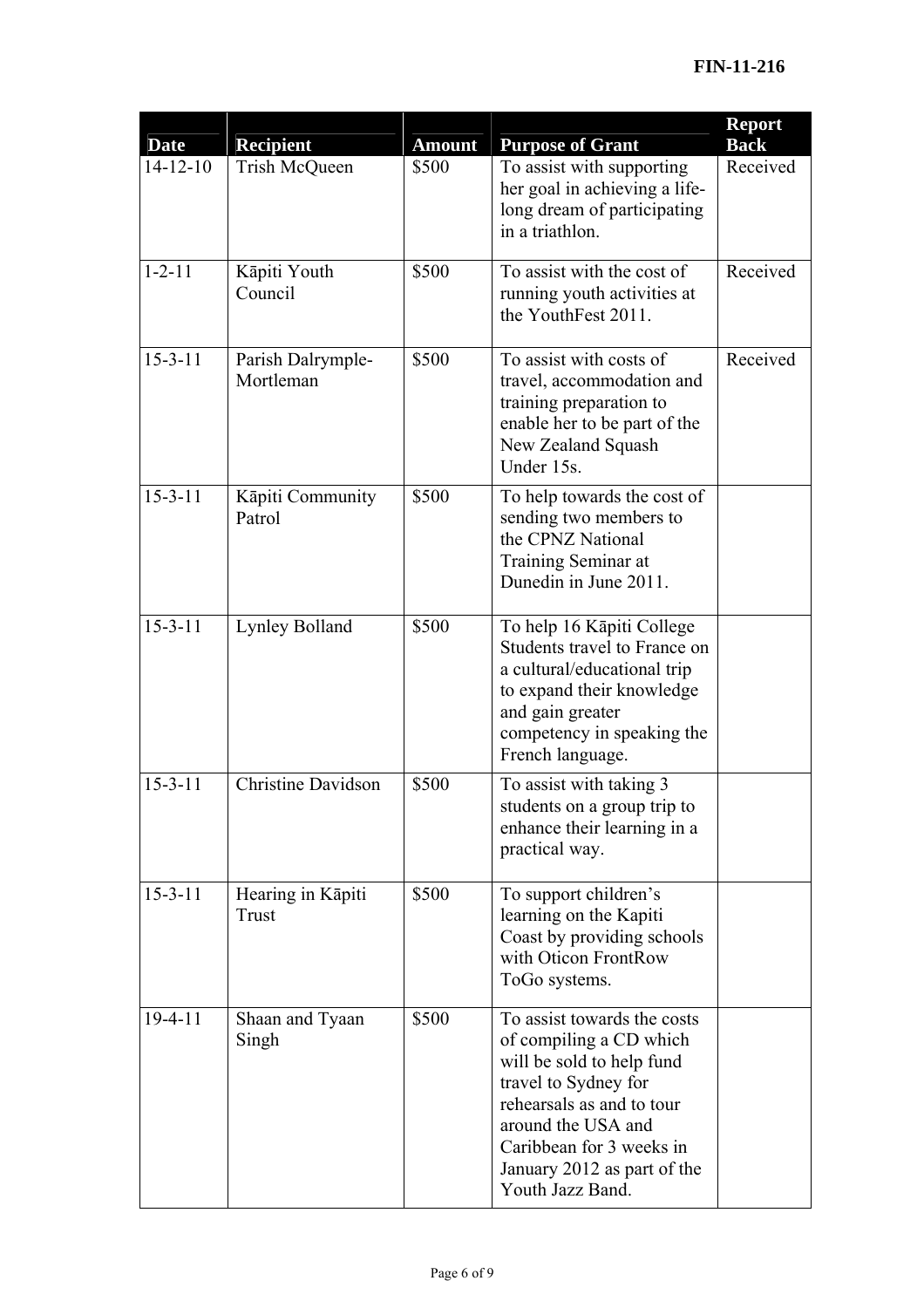FIN-11-216

| Date | Recipient | Amount | Purpose of Grant | Report Back |
|---|---|---|---|---|
| 14-12-10 | Trish McQueen | \$500 | To assist with supporting her goal in achieving a life-long dream of participating in a triathlon. | Received |
| 1-2-11 | Kāpiti Youth Council | \$500 | To assist with the cost of running youth activities at the YouthFest 2011. | Received |
| 15-3-11 | Parish Dalrymple-Mortleman | \$500 | To assist with costs of travel, accommodation and training preparation to enable her to be part of the New Zealand Squash Under 15s. | Received |
| 15-3-11 | Kāpiti Community Patrol | \$500 | To help towards the cost of sending two members to the CPNZ National Training Seminar at Dunedin in June 2011. | |
| 15-3-11 | Lynley Bolland | \$500 | To help 16 Kāpiti College Students travel to France on a cultural/educational trip to expand their knowledge and gain greater competency in speaking the French language. | |
| 15-3-11 | Christine Davidson | \$500 | To assist with taking 3 students on a group trip to enhance their learning in a practical way. | |
| 15-3-11 | Hearing in Kāpiti Trust | \$500 | To support children's learning on the Kapiti Coast by providing schools with Oticon FrontRow ToGo systems. | |
| 19-4-11 | Shaan and Tyaan Singh | \$500 | To assist towards the costs of compiling a CD which will be sold to help fund travel to Sydney for rehearsals as and to tour around the USA and Caribbean for 3 weeks in January 2012 as part of the Youth Jazz Band. | |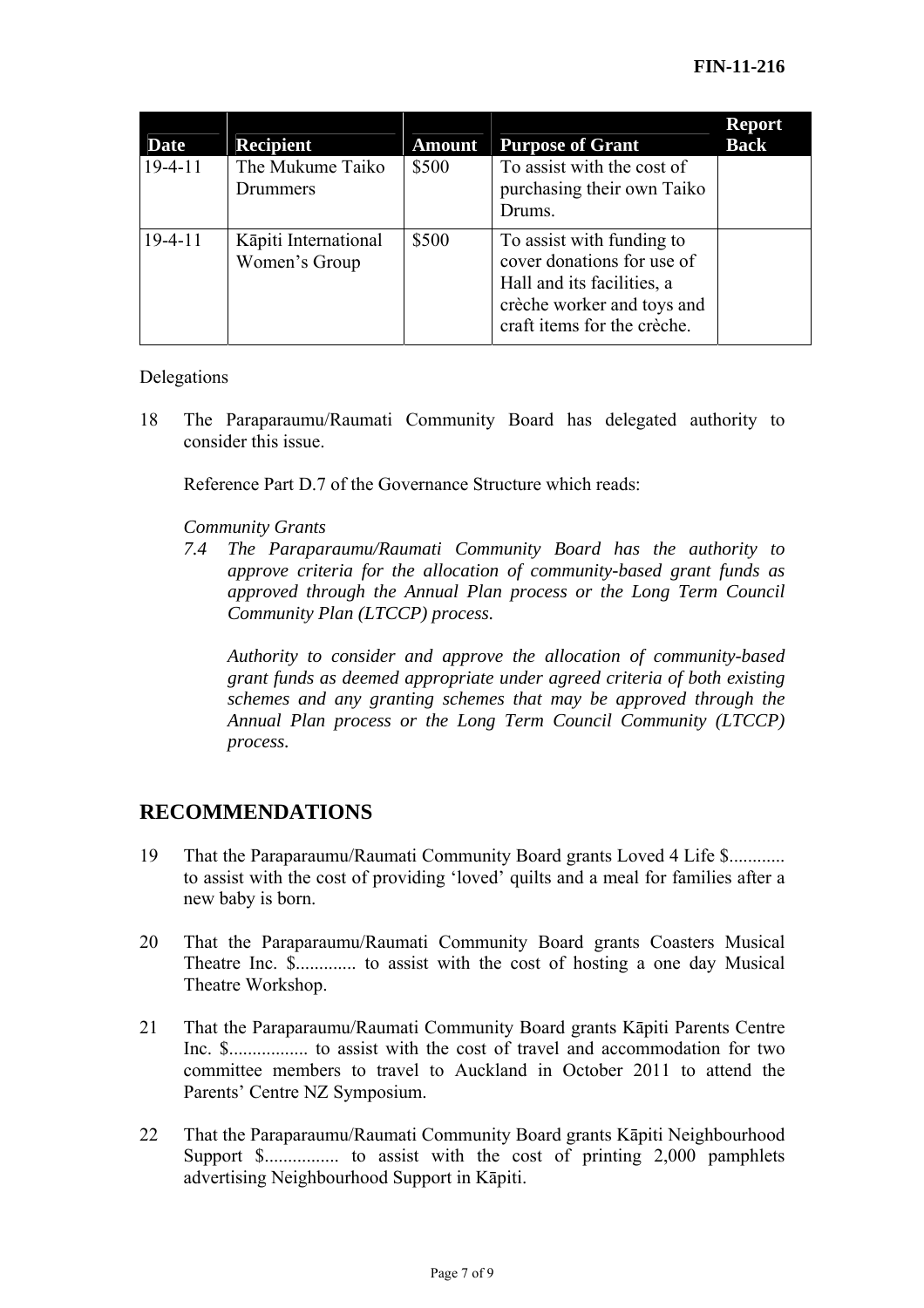| Date | Recipient | Amount | Purpose of Grant | Report Back |
|---|---|---|---|---|
| 19-4-11 | The Mukume Taiko Drummers | \$500 | To assist with the cost of purchasing their own Taiko Drums. | |
| 19-4-11 | Kāpiti International Women's Group | \$500 | To assist with funding to cover donations for use of Hall and its facilities, a crèche worker and toys and craft items for the crèche. | |

Delegations

18 The Paraparaumu/Raumati Community Board has delegated authority to consider this issue.

Reference Part D.7 of the Governance Structure which reads:

*Community Grants*

*7.4 The Paraparaumu/Raumati Community Board has the authority to approve criteria for the allocation of community-based grant funds as approved through the Annual Plan process or the Long Term Council Community Plan (LTCCP) process.*

*Authority to consider and approve the allocation of community-based grant funds as deemed appropriate under agreed criteria of both existing schemes and any granting schemes that may be approved through the Annual Plan process or the Long Term Council Community (LTCCP) process.*

## RECOMMENDATIONS

19 That the Paraparaumu/Raumati Community Board grants Loved 4 Life \$............ to assist with the cost of providing 'loved' quilts and a meal for families after a new baby is born.

20 That the Paraparaumu/Raumati Community Board grants Coasters Musical Theatre Inc. \$............. to assist with the cost of hosting a one day Musical Theatre Workshop.

21 That the Paraparaumu/Raumati Community Board grants Kāpiti Parents Centre Inc. \$................. to assist with the cost of travel and accommodation for two committee members to travel to Auckland in October 2011 to attend the Parents' Centre NZ Symposium.

22 That the Paraparaumu/Raumati Community Board grants Kāpiti Neighbourhood Support \$................ to assist with the cost of printing 2,000 pamphlets advertising Neighbourhood Support in Kāpiti.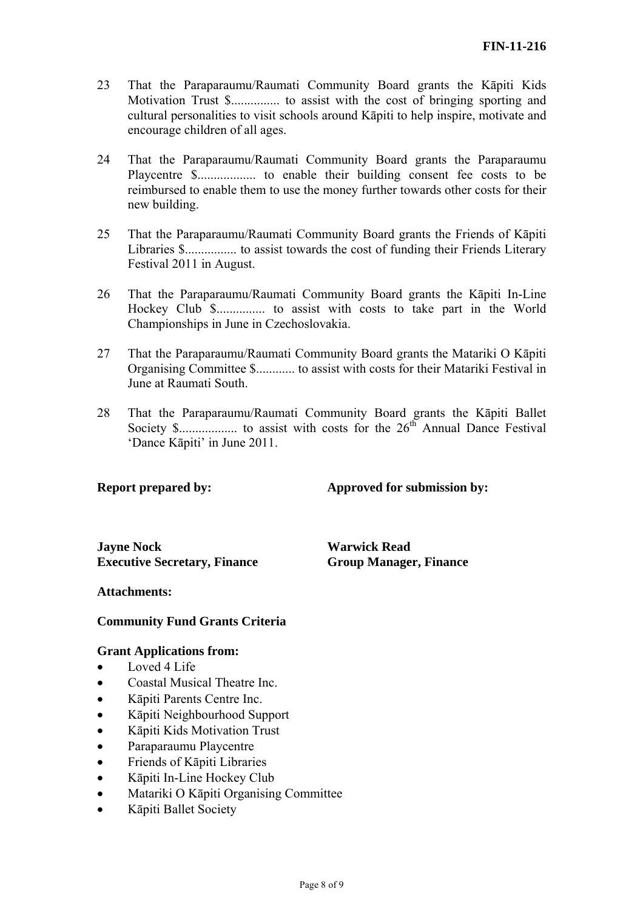23 That the Paraparaumu/Raumati Community Board grants the Kāpiti Kids Motivation Trust $............... to assist with the cost of bringing sporting and cultural personalities to visit schools around Kāpiti to help inspire, motivate and encourage children of all ages.

24 That the Paraparaumu/Raumati Community Board grants the Paraparaumu Playcentre $.................. to enable their building consent fee costs to be reimbursed to enable them to use the money further towards other costs for their new building.

25 That the Paraparaumu/Raumati Community Board grants the Friends of Kāpiti Libraries $................ to assist towards the cost of funding their Friends Literary Festival 2011 in August.

26 That the Paraparaumu/Raumati Community Board grants the Kāpiti In-Line Hockey Club $.............. to assist with costs to take part in the World Championships in June in Czechoslovakia.

27 That the Paraparaumu/Raumati Community Board grants the Matariki O Kāpiti Organising Committee $............ to assist with costs for their Matariki Festival in June at Raumati South.

28 That the Paraparaumu/Raumati Community Board grants the Kāpiti Ballet Society $.................. to assist with costs for the 26th Annual Dance Festival 'Dance Kāpiti' in June 2011.

| **Report prepared by:** | **Approved for submission by:** |
| --- | --- |
| **Jayne Nock** | **Warwick Read** |
| **Executive Secretary, Finance** | **Group Manager, Finance** |

**Attachments:**

**Community Fund Grants Criteria**

**Grant Applications from:**

- Loved 4 Life
- Coastal Musical Theatre Inc.
- Kāpiti Parents Centre Inc.
- Kāpiti Neighbourhood Support
- Kāpiti Kids Motivation Trust
- Paraparaumu Playcentre
- Friends of Kāpiti Libraries
- Kāpiti In-Line Hockey Club
- Matariki O Kāpiti Organising Committee
- Kāpiti Ballet Society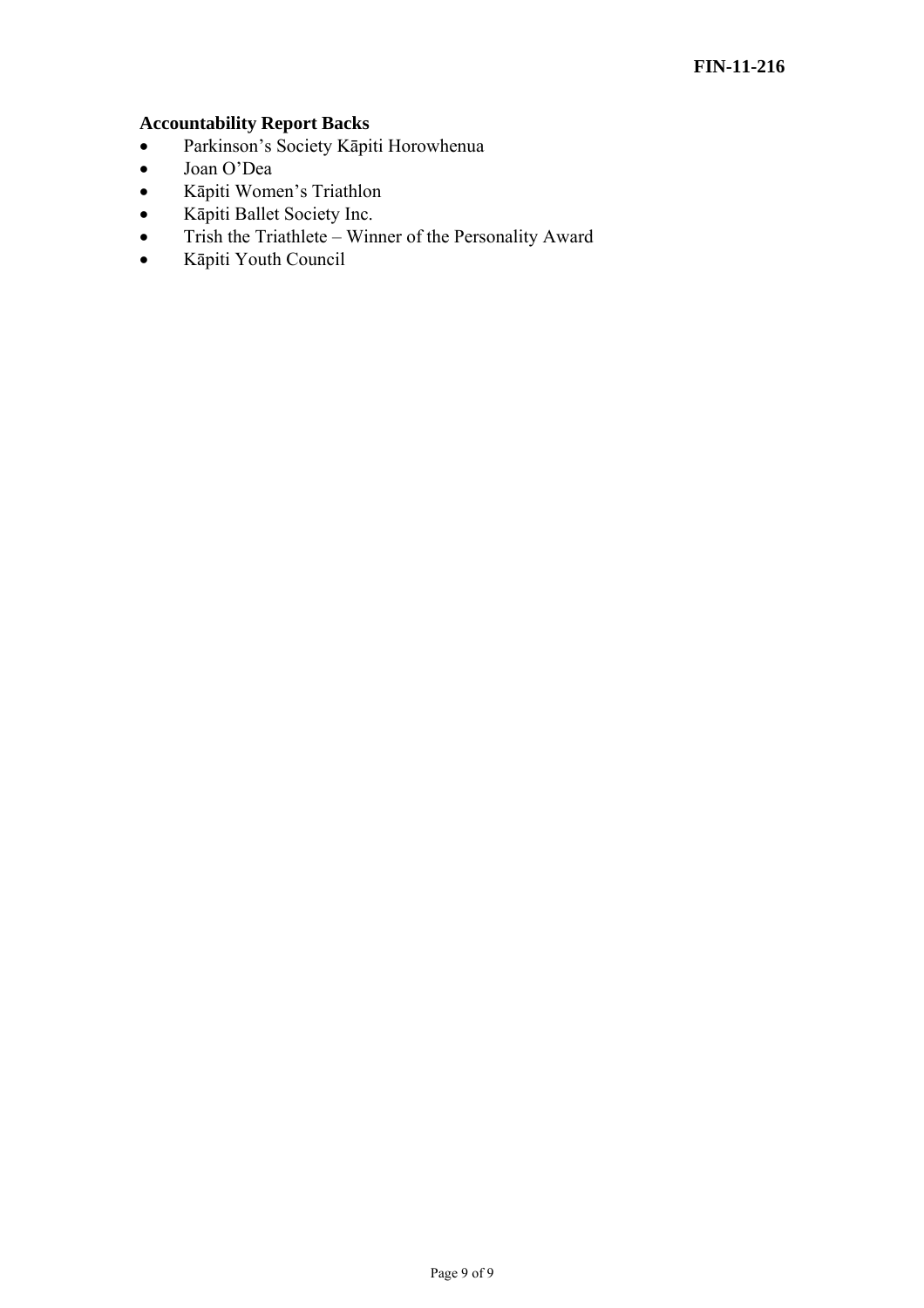**Accountability Report Backs**

- Parkinson's Society Kāpiti Horowhenua
- Joan O'Dea
- Kāpiti Women's Triathlon
- Kāpiti Ballet Society Inc.
- Trish the Triathlete – Winner of the Personality Award
- Kāpiti Youth Council